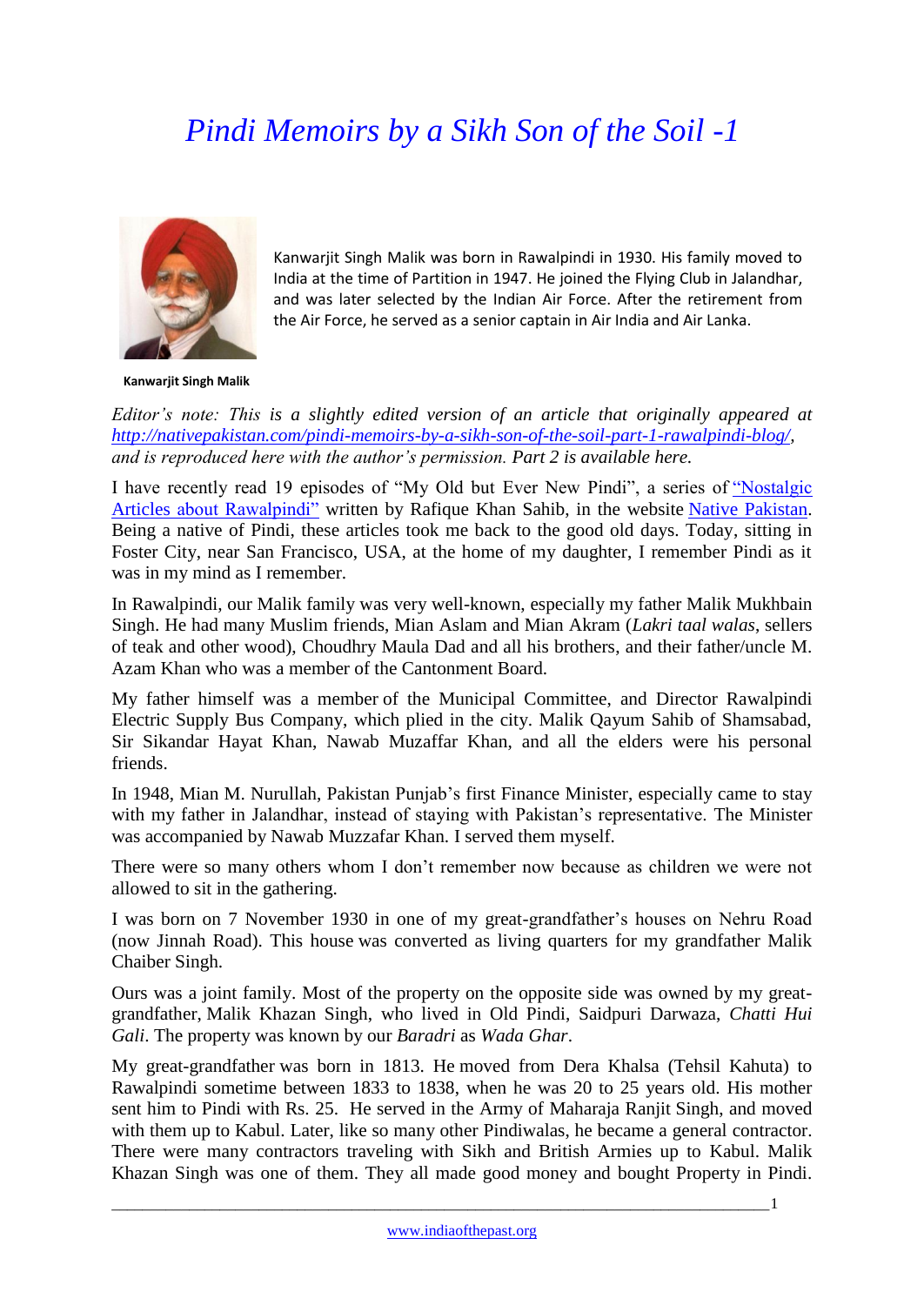# *Pindi Memoirs by a Sikh Son of the Soil -1*

Kanwarjit Singh Malik was born in Rawalpindi in 1930. His family moved to India at the time of Partition in 1947. He joined the Flying Club in Jalandhar, and was later selected by the Indian Air Force. After the retirement from the Air Force, he served as a senior captain in Air India and Air Lanka.

**Kanwarjit Singh Malik**

*Editor's note: This is a slightly edited version of an article that originally appeared at [http://nativepakistan.com/pindi-memoirs-by-a-sikh-son-of-the-soil-part-1-rawalpindi-blog/](http://nativepakistan.com/pindi-memoirs-by-a-sikh-son-of-the-soil-part-1-rawalpindi-blog/), and is reproduced here with the author's permission. Part 2 is available here.*

I have recently read 19 episodes of "My Old but Ever New Pindi", a series of "Nostalgic Articles about Rawalpindi" written by Rafique Khan Sahib, in the website Native Pakistan. Being a native of Pindi, these articles took me back to the good old days. Today, sitting in Foster City, near San Francisco, USA, at the home of my daughter, I remember Pindi as it was in my mind as I remember.

In Rawalpindi, our Malik family was very well-known, especially my father Malik Mukhbain Singh. He had many Muslim friends, Mian Aslam and Mian Akram (*Lakri taal walas*, sellers of teak and other wood), Choudhry Maula Dad and all his brothers, and their father/uncle M. Azam Khan who was a member of the Cantonment Board.

My father himself was a member of the Municipal Committee, and Director Rawalpindi Electric Supply Bus Company, which plied in the city. Malik Qayum Sahib of Shamsabad, Sir Sikandar Hayat Khan, Nawab Muzaffar Khan, and all the elders were his personal friends.

In 1948, Mian M. Nurullah, Pakistan Punjab's first Finance Minister, especially came to stay with my father in Jalandhar, instead of staying with Pakistan's representative. The Minister was accompanied by Nawab Muzzafar Khan. I served them myself.

There were so many others whom I don't remember now because as children we were not allowed to sit in the gathering.

I was born on 7 November 1930 in one of my great-grandfather's houses on Nehru Road (now Jinnah Road). This house was converted as living quarters for my grandfather Malik Chaiber Singh.

Ours was a joint family. Most of the property on the opposite side was owned by my great-grandfather, Malik Khazan Singh, who lived in Old Pindi, Saidpuri Darwaza, *Chatti Hui Gali*. The property was known by our *Baradri* as *Wada Ghar*.

My great-grandfather was born in 1813. He moved from Dera Khalsa (Tehsil Kahuta) to Rawalpindi sometime between 1833 to 1838, when he was 20 to 25 years old. His mother sent him to Pindi with Rs. 25. He served in the Army of Maharaja Ranjit Singh, and moved with them up to Kabul. Later, like so many other Pindiwalas, he became a general contractor. There were many contractors traveling with Sikh and British Armies up to Kabul. Malik Khazan Singh was one of them. They all made good money and bought Property in Pindi.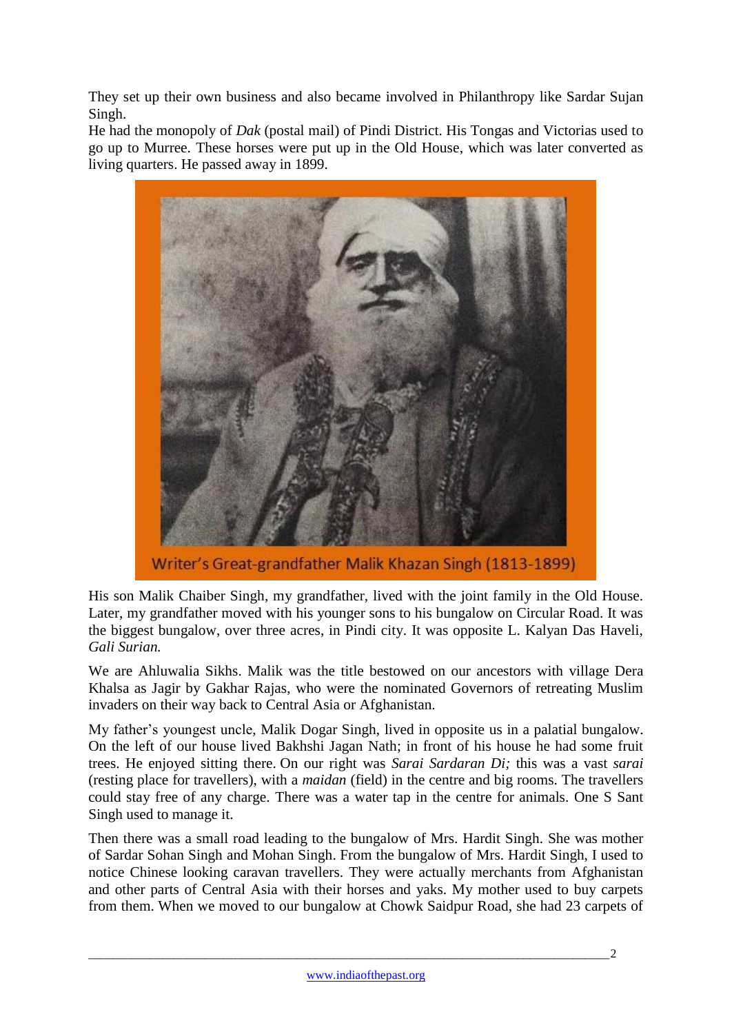They set up their own business and also became involved in Philanthropy like Sardar Sujan Singh.

He had the monopoly of *Dak* (postal mail) of Pindi District. His Tongas and Victorias used to go up to Murree. These horses were put up in the Old House, which was later converted as living quarters. He passed away in 1899.

Writer's Great-grandfather Malik Khazan Singh (1813-1899)

His son Malik Chaiber Singh, my grandfather, lived with the joint family in the Old House. Later, my grandfather moved with his younger sons to his bungalow on Circular Road. It was the biggest bungalow, over three acres, in Pindi city. It was opposite L. Kalyan Das Haveli, *Gali Surian.*

We are Ahluwalia Sikhs. Malik was the title bestowed on our ancestors with village Dera Khalsa as Jagir by Gakhar Rajas, who were the nominated Governors of retreating Muslim invaders on their way back to Central Asia or Afghanistan.

My father's youngest uncle, Malik Dogar Singh, lived in opposite us in a palatial bungalow. On the left of our house lived Bakhshi Jagan Nath; in front of his house he had some fruit trees. He enjoyed sitting there. On our right was *Sarai Sardaran Di;* this was a vast *sarai* (resting place for travellers), with a *maidan* (field) in the centre and big rooms. The travellers could stay free of any charge. There was a water tap in the centre for animals. One S Sant Singh used to manage it.

Then there was a small road leading to the bungalow of Mrs. Hardit Singh. She was mother of Sardar Sohan Singh and Mohan Singh. From the bungalow of Mrs. Hardit Singh, I used to notice Chinese looking caravan travellers. They were actually merchants from Afghanistan and other parts of Central Asia with their horses and yaks. My mother used to buy carpets from them. When we moved to our bungalow at Chowk Saidpur Road, she had 23 carpets of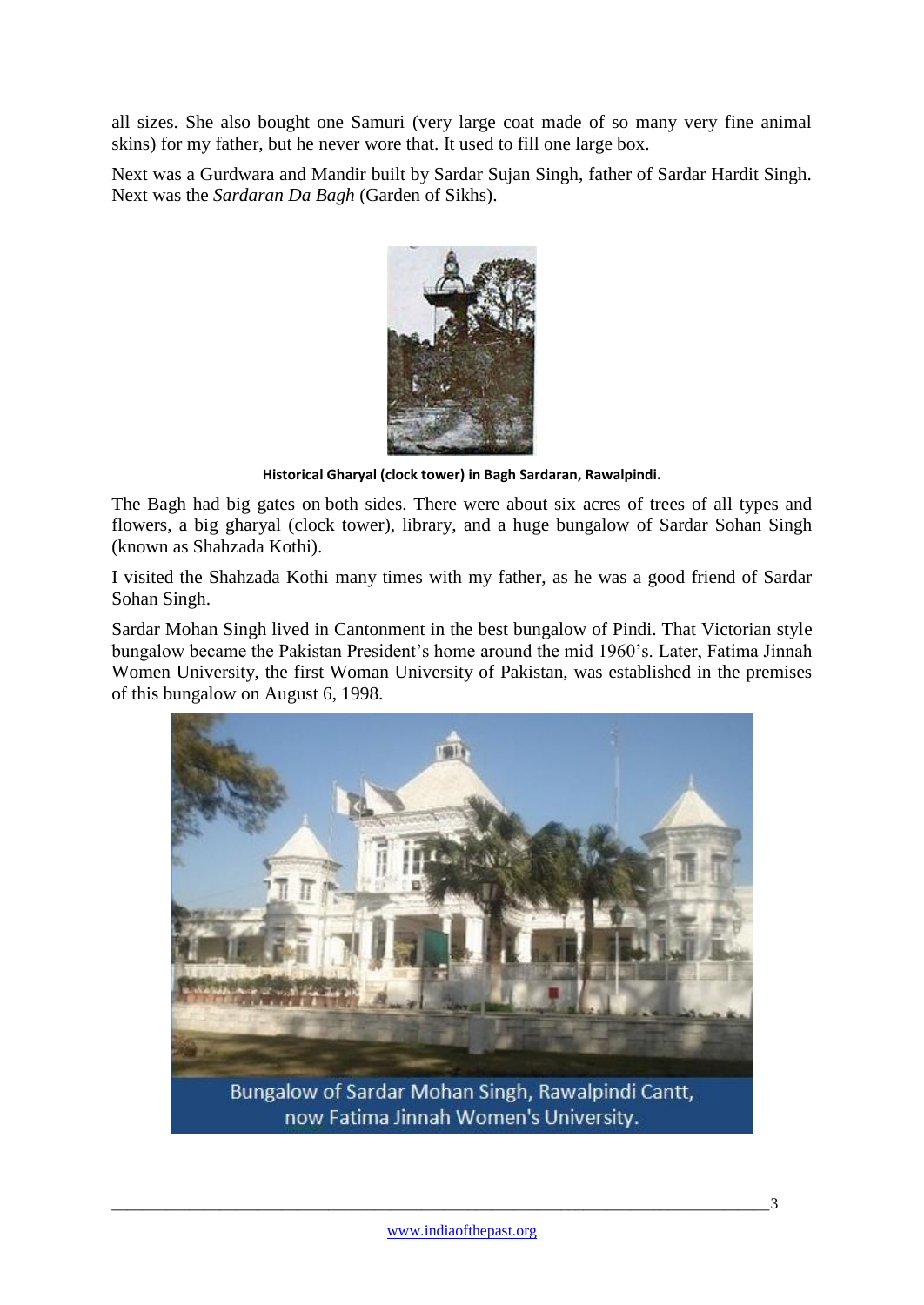all sizes. She also bought one Samuri (very large coat made of so many very fine animal skins) for my father, but he never wore that. It used to fill one large box.

Next was a Gurdwara and Mandir built by Sardar Sujan Singh, father of Sardar Hardit Singh. Next was the *Sardaran Da Bagh* (Garden of Sikhs).

**Historical Gharyal (clock tower) in Bagh Sardaran, Rawalpindi.**

The Bagh had big gates on both sides. There were about six acres of trees of all types and flowers, a big gharyal (clock tower), library, and a huge bungalow of Sardar Sohan Singh (known as Shahzada Kothi).

I visited the Shahzada Kothi many times with my father, as he was a good friend of Sardar Sohan Singh.

Sardar Mohan Singh lived in Cantonment in the best bungalow of Pindi. That Victorian style bungalow became the Pakistan President's home around the mid 1960's. Later, Fatima Jinnah Women University, the first Woman University of Pakistan, was established in the premises of this bungalow on August 6, 1998.

Bungalow of Sardar Mohan Singh, Rawalpindi Cantt, now Fatima Jinnah Women's University.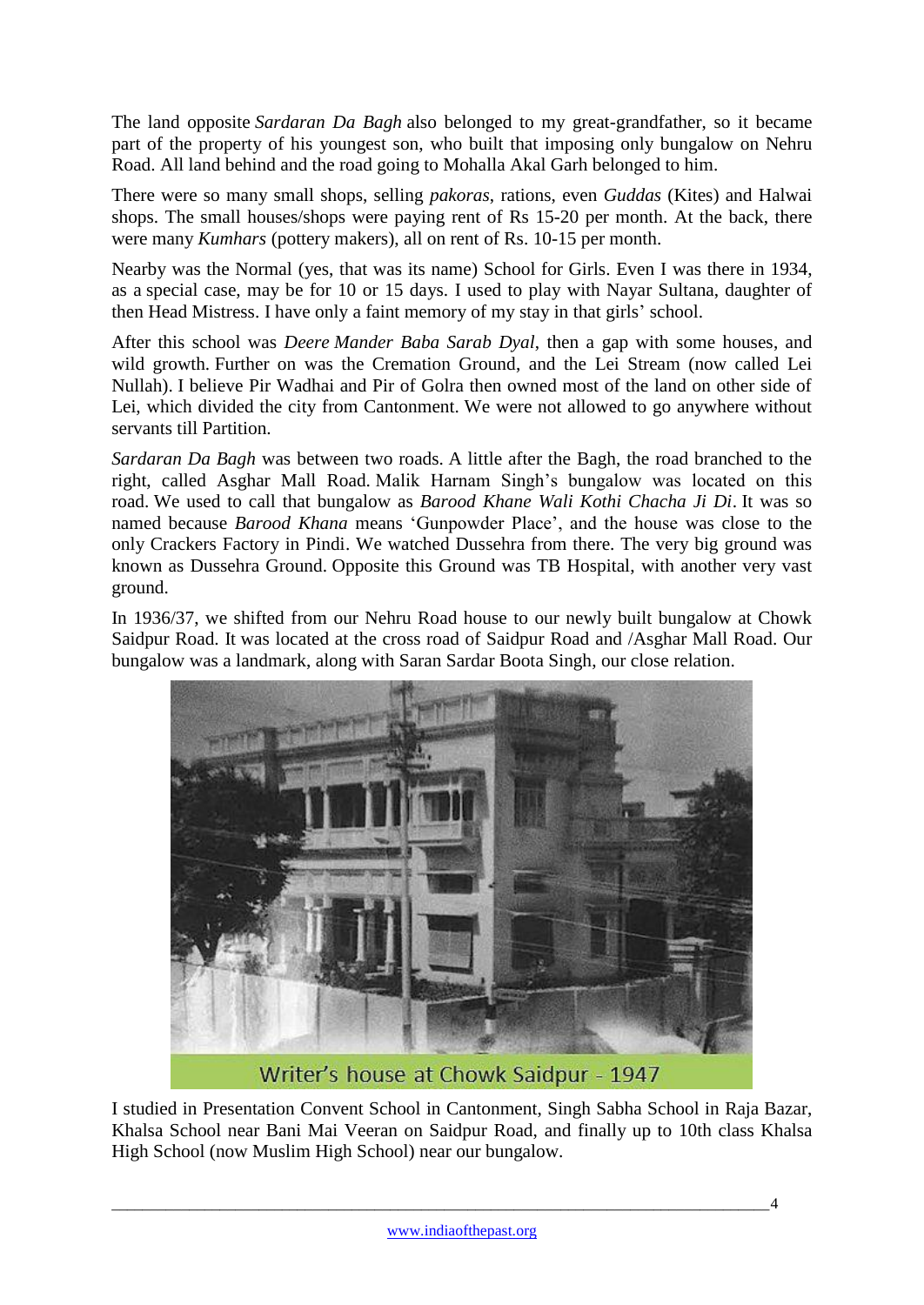The land opposite *Sardaran Da Bagh* also belonged to my great-grandfather, so it became part of the property of his youngest son, who built that imposing only bungalow on Nehru Road. All land behind and the road going to Mohalla Akal Garh belonged to him.

There were so many small shops, selling *pakoras*, rations, even *Guddas* (Kites) and Halwai shops. The small houses/shops were paying rent of Rs 15-20 per month. At the back, there were many *Kumhars* (pottery makers), all on rent of Rs. 10-15 per month.

Nearby was the Normal (yes, that was its name) School for Girls. Even I was there in 1934, as a special case, may be for 10 or 15 days. I used to play with Nayar Sultana, daughter of then Head Mistress. I have only a faint memory of my stay in that girls' school.

After this school was *Deere Mander Baba Sarab Dyal*, then a gap with some houses, and wild growth. Further on was the Cremation Ground, and the Lei Stream (now called Lei Nullah). I believe Pir Wadhai and Pir of Golra then owned most of the land on other side of Lei, which divided the city from Cantonment. We were not allowed to go anywhere without servants till Partition.

*Sardaran Da Bagh* was between two roads. A little after the Bagh, the road branched to the right, called Asghar Mall Road. Malik Harnam Singh's bungalow was located on this road. We used to call that bungalow as *Barood Khane Wali Kothi Chacha Ji Di*. It was so named because *Barood Khana* means 'Gunpowder Place', and the house was close to the only Crackers Factory in Pindi. We watched Dussehra from there. The very big ground was known as Dussehra Ground. Opposite this Ground was TB Hospital, with another very vast ground.

In 1936/37, we shifted from our Nehru Road house to our newly built bungalow at Chowk Saidpur Road. It was located at the cross road of Saidpur Road and /Asghar Mall Road. Our bungalow was a landmark, along with Saran Sardar Boota Singh, our close relation.

Writer's house at Chowk Saidpur - 1947

I studied in Presentation Convent School in Cantonment, Singh Sabha School in Raja Bazar, Khalsa School near Bani Mai Veeran on Saidpur Road, and finally up to 10th class Khalsa High School (now Muslim High School) near our bungalow.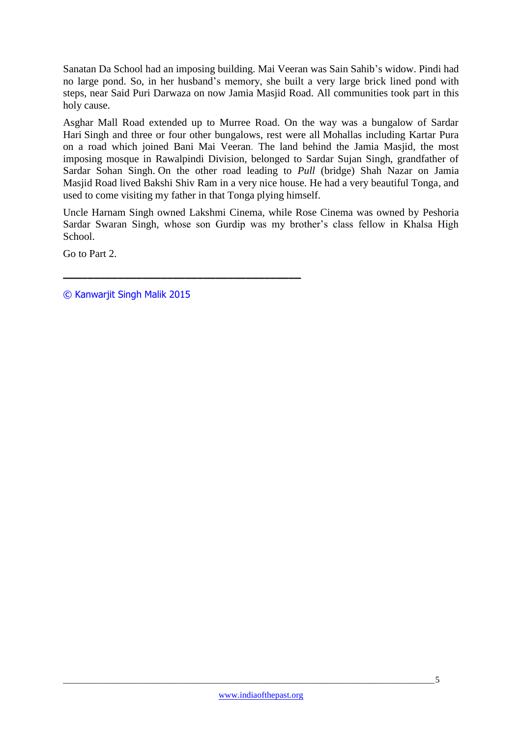Sanatan Da School had an imposing building. Mai Veeran was Sain Sahib's widow. Pindi had no large pond. So, in her husband's memory, she built a very large brick lined pond with steps, near Said Puri Darwaza on now Jamia Masjid Road. All communities took part in this holy cause.

Asghar Mall Road extended up to Murree Road. On the way was a bungalow of Sardar Hari Singh and three or four other bungalows, rest were all Mohallas including Kartar Pura on a road which joined Bani Mai Veeran. The land behind the Jamia Masjid, the most imposing mosque in Rawalpindi Division, belonged to Sardar Sujan Singh, grandfather of Sardar Sohan Singh. On the other road leading to *Pull* (bridge) Shah Nazar on Jamia Masjid Road lived Bakshi Shiv Ram in a very nice house. He had a very beautiful Tonga, and used to come visiting my father in that Tonga plying himself.

Uncle Harnam Singh owned Lakshmi Cinema, while Rose Cinema was owned by Peshoria Sardar Swaran Singh, whose son Gurdip was my brother's class fellow in Khalsa High School.

Go to Part 2.

---

© Kanwarjit Singh Malik 2015